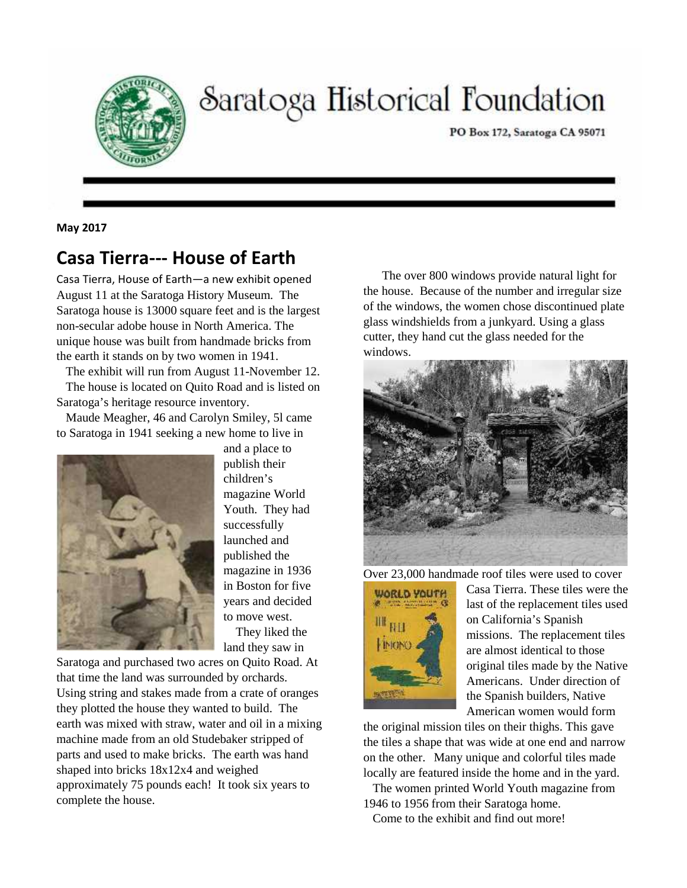# Saratoga Historical Foundation

PO Box 172, Saratoga CA 95071

**May 2017**

## Casa Tierra--- House of Earth

Casa Tierra, House of Earth—a new exhibit opened August 11 at the Saratoga History Museum. The Saratoga house is 13000 square feet and is the largest non-secular adobe house in North America. The unique house was built from handmade bricks from the earth it stands on by two women in 1941.

The exhibit will run from August 11-November 12.

The house is located on Quito Road and is listed on Saratoga's heritage resource inventory.

Maude Meagher, 46 and Carolyn Smiley, 5l came to Saratoga in 1941 seeking a new home to live in and a place to publish their children's magazine World Youth. They had successfully launched and published the magazine in 1936 in Boston for five years and decided to move west.

They liked the land they saw in Saratoga and purchased two acres on Quito Road. At that time the land was surrounded by orchards. Using string and stakes made from a crate of oranges they plotted the house they wanted to build. The earth was mixed with straw, water and oil in a mixing machine made from an old Studebaker stripped of parts and used to make bricks. The earth was hand shaped into bricks 18x12x4 and weighed approximately 75 pounds each! It took six years to complete the house.

The over 800 windows provide natural light for the house. Because of the number and irregular size of the windows, the women chose discontinued plate glass windshields from a junkyard. Using a glass cutter, they hand cut the glass needed for the windows.

Over 23,000 handmade roof tiles were used to cover Casa Tierra. These tiles were the last of the replacement tiles used on California's Spanish missions. The replacement tiles are almost identical to those original tiles made by the Native Americans. Under direction of the Spanish builders, Native American women would form the original mission tiles on their thighs. This gave the tiles a shape that was wide at one end and narrow on the other. Many unique and colorful tiles made locally are featured inside the home and in the yard.

The women printed World Youth magazine from 1946 to 1956 from their Saratoga home.

Come to the exhibit and find out more!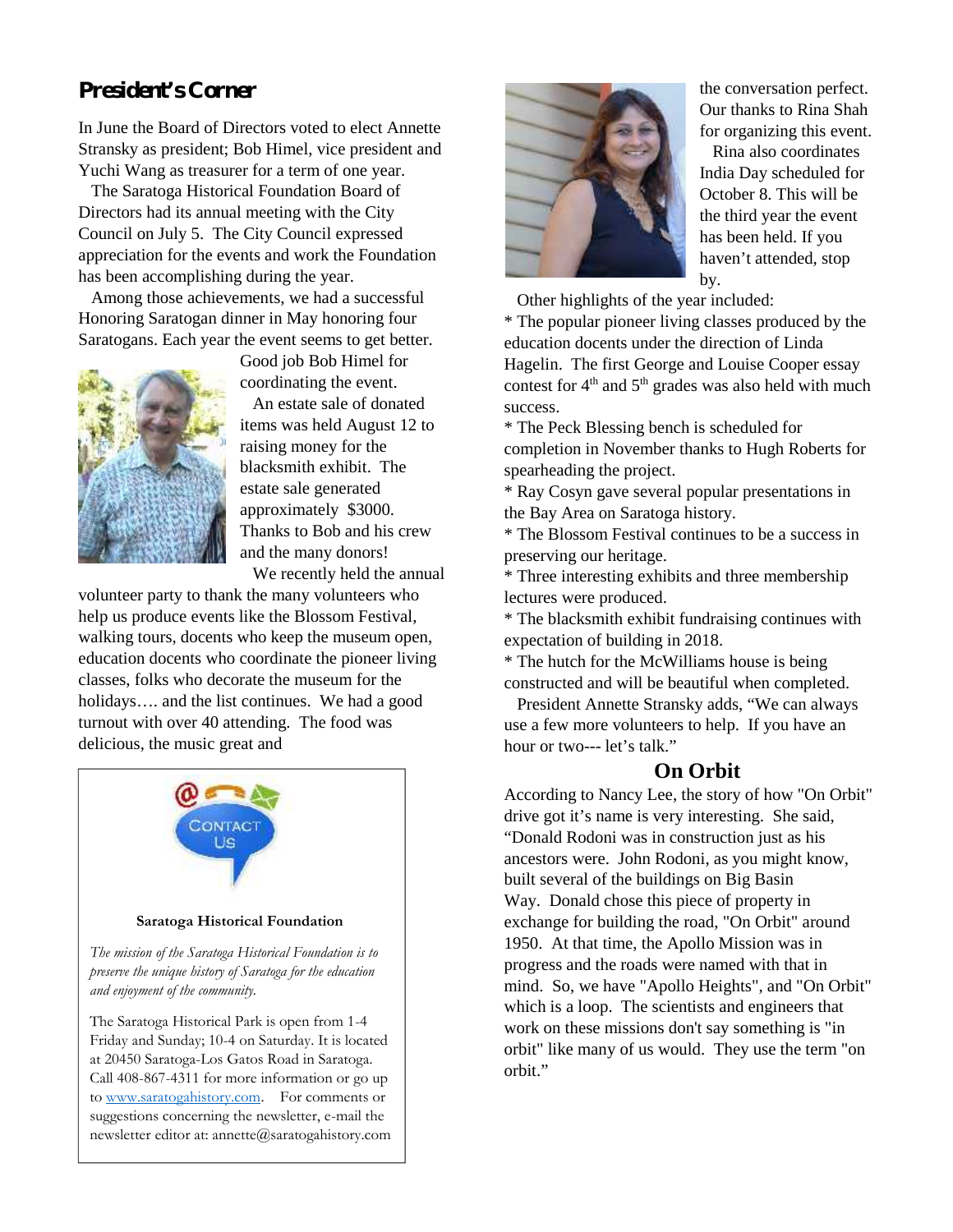## President's Corner

In June the Board of Directors voted to elect Annette Stransky as president; Bob Himel, vice president and Yuchi Wang as treasurer for a term of one year.

The Saratoga Historical Foundation Board of Directors had its annual meeting with the City Council on July 5. The City Council expressed appreciation for the events and work the Foundation has been accomplishing during the year.

Among those achievements, we had a successful Honoring Saratogan dinner in May honoring four Saratogans. Each year the event seems to get better. Good job Bob Himel for coordinating the event.

An estate sale of donated items was held August 12 to raising money for the blacksmith exhibit. The estate sale generated approximately $3000. Thanks to Bob and his crew and the many donors!

We recently held the annual volunteer party to thank the many volunteers who help us produce events like the Blossom Festival, walking tours, docents who keep the museum open, education docents who coordinate the pioneer living classes, folks who decorate the museum for the holidays…. and the list continues. We had a good turnout with over 40 attending. The food was delicious, the music great and the conversation perfect. Our thanks to Rina Shah for organizing this event.

Rina also coordinates India Day scheduled for October 8. This will be the third year the event has been held. If you haven't attended, stop by.

Other highlights of the year included:

* The popular pioneer living classes produced by the education docents under the direction of Linda Hagelin. The first George and Louise Cooper essay contest for 4th and 5th grades was also held with much success.
* The Peck Blessing bench is scheduled for completion in November thanks to Hugh Roberts for spearheading the project.
* Ray Cosyn gave several popular presentations in the Bay Area on Saratoga history.
* The Blossom Festival continues to be a success in preserving our heritage.
* Three interesting exhibits and three membership lectures were produced.
* The blacksmith exhibit fundraising continues with expectation of building in 2018.
* The hutch for the McWilliams house is being constructed and will be beautiful when completed.

President Annette Stransky adds, "We can always use a few more volunteers to help. If you have an hour or two--- let's talk."

---

**Contact Us**

**Saratoga Historical Foundation**

*The mission of the Saratoga Historical Foundation is to preserve the unique history of Saratoga for the education and enjoyment of the community.*

The Saratoga Historical Park is open from 1-4 Friday and Sunday; 10-4 on Saturday. It is located at 20450 Saratoga-Los Gatos Road in Saratoga. Call 408-867-4311 for more information or go up to www.saratogahistory.com. For comments or suggestions concerning the newsletter, e-mail the newsletter editor at: annette@saratogahistory.com

---

## On Orbit

According to Nancy Lee, the story of how "On Orbit" drive got it's name is very interesting. She said, "Donald Rodoni was in construction just as his ancestors were. John Rodoni, as you might know, built several of the buildings on Big Basin Way. Donald chose this piece of property in exchange for building the road, "On Orbit" around 1950. At that time, the Apollo Mission was in progress and the roads were named with that in mind. So, we have "Apollo Heights", and "On Orbit" which is a loop. The scientists and engineers that work on these missions don't say something is "in orbit" like many of us would. They use the term "on orbit."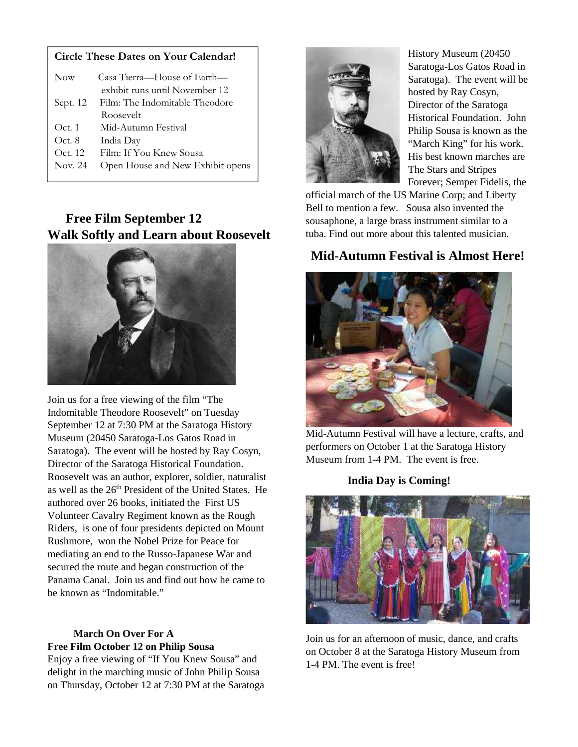**Circle These Dates on Your Calendar!**

| | |
|---|---|
| Now | Casa Tierra—House of Earth—exhibit runs until November 12 |
| Sept. 12 | Film: The Indomitable Theodore Roosevelt |
| Oct. 1 | Mid-Autumn Festival |
| Oct. 8 | India Day |
| Oct. 12 | Film: If You Knew Sousa |
| Nov. 24 | Open House and New Exhibit opens |

## Free Film September 12
## Walk Softly and Learn about Roosevelt

Join us for a free viewing of the film "The Indomitable Theodore Roosevelt" on Tuesday September 12 at 7:30 PM at the Saratoga History Museum (20450 Saratoga-Los Gatos Road in Saratoga). The event will be hosted by Ray Cosyn, Director of the Saratoga Historical Foundation. Roosevelt was an author, explorer, soldier, naturalist as well as the 26th President of the United States. He authored over 26 books, initiated the First US Volunteer Cavalry Regiment known as the Rough Riders, is one of four presidents depicted on Mount Rushmore, won the Nobel Prize for Peace for mediating an end to the Russo-Japanese War and secured the route and began construction of the Panama Canal. Join us and find out how he came to be known as "Indomitable."

**March On Over For A**
**Free Film October 12 on Philip Sousa**

Enjoy a free viewing of "If You Knew Sousa" and delight in the marching music of John Philip Sousa on Thursday, October 12 at 7:30 PM at the Saratoga History Museum (20450 Saratoga-Los Gatos Road in Saratoga). The event will be hosted by Ray Cosyn, Director of the Saratoga Historical Foundation. John Philip Sousa is known as the "March King" for his work. His best known marches are The Stars and Stripes Forever; Semper Fidelis, the official march of the US Marine Corp; and Liberty Bell to mention a few. Sousa also invented the sousaphone, a large brass instrument similar to a tuba. Find out more about this talented musician.

## Mid-Autumn Festival is Almost Here!

Mid-Autumn Festival will have a lecture, crafts, and performers on October 1 at the Saratoga History Museum from 1-4 PM. The event is free.

**India Day is Coming!**

Join us for an afternoon of music, dance, and crafts on October 8 at the Saratoga History Museum from 1-4 PM. The event is free!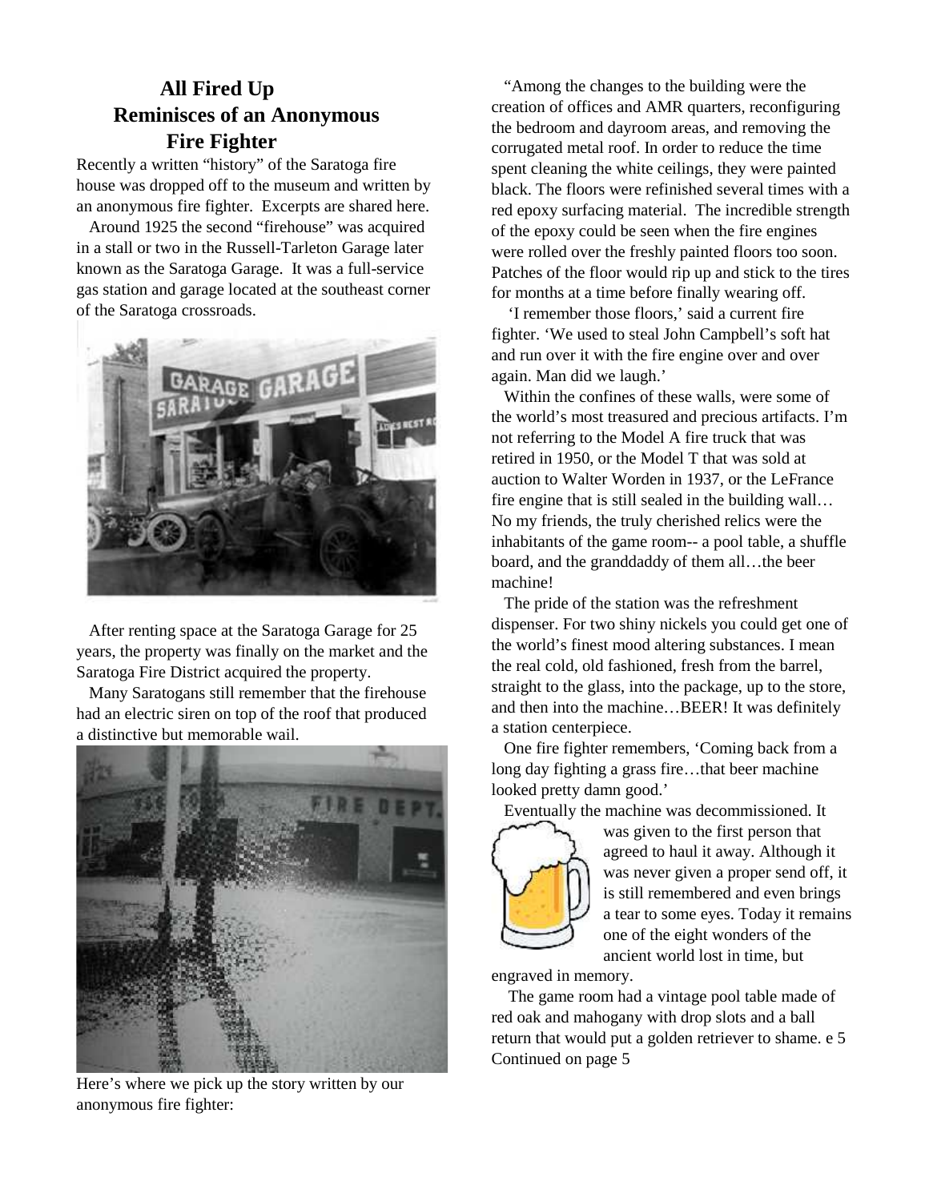## All Fired Up
### Reminisces of an Anonymous Fire Fighter

Recently a written "history" of the Saratoga fire house was dropped off to the museum and written by an anonymous fire fighter. Excerpts are shared here.

Around 1925 the second "firehouse" was acquired in a stall or two in the Russell-Tarleton Garage later known as the Saratoga Garage. It was a full-service gas station and garage located at the southeast corner of the Saratoga crossroads.

After renting space at the Saratoga Garage for 25 years, the property was finally on the market and the Saratoga Fire District acquired the property.

Many Saratogans still remember that the firehouse had an electric siren on top of the roof that produced a distinctive but memorable wail.

Here's where we pick up the story written by our anonymous fire fighter:

"Among the changes to the building were the creation of offices and AMR quarters, reconfiguring the bedroom and dayroom areas, and removing the corrugated metal roof. In order to reduce the time spent cleaning the white ceilings, they were painted black. The floors were refinished several times with a red epoxy surfacing material. The incredible strength of the epoxy could be seen when the fire engines were rolled over the freshly painted floors too soon. Patches of the floor would rip up and stick to the tires for months at a time before finally wearing off.

'I remember those floors,' said a current fire fighter. 'We used to steal John Campbell's soft hat and run over it with the fire engine over and over again. Man did we laugh.'

Within the confines of these walls, were some of the world's most treasured and precious artifacts. I'm not referring to the Model A fire truck that was retired in 1950, or the Model T that was sold at auction to Walter Worden in 1937, or the LeFrance fire engine that is still sealed in the building wall… No my friends, the truly cherished relics were the inhabitants of the game room-- a pool table, a shuffle board, and the granddaddy of them all…the beer machine!

The pride of the station was the refreshment dispenser. For two shiny nickels you could get one of the world's finest mood altering substances. I mean the real cold, old fashioned, fresh from the barrel, straight to the glass, into the package, up to the store, and then into the machine…BEER! It was definitely a station centerpiece.

One fire fighter remembers, 'Coming back from a long day fighting a grass fire…that beer machine looked pretty damn good.'

Eventually the machine was decommissioned. It was given to the first person that agreed to haul it away. Although it was never given a proper send off, it is still remembered and even brings a tear to some eyes. Today it remains one of the eight wonders of the ancient world lost in time, but engraved in memory.

The game room had a vintage pool table made of red oak and mahogany with drop slots and a ball return that would put a golden retriever to shame. e 5

Continued on page 5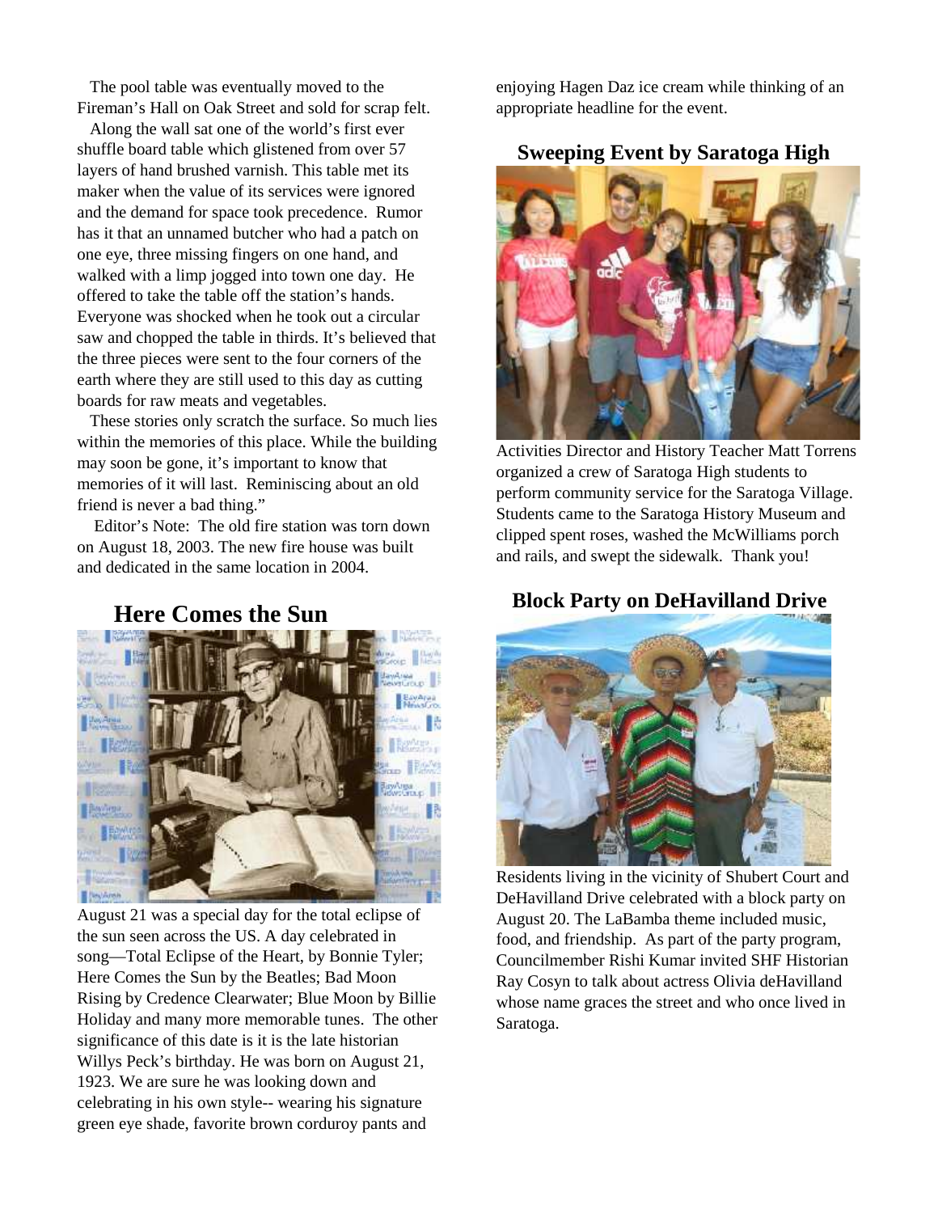The pool table was eventually moved to the Fireman's Hall on Oak Street and sold for scrap felt.

Along the wall sat one of the world's first ever shuffle board table which glistened from over 57 layers of hand brushed varnish. This table met its maker when the value of its services were ignored and the demand for space took precedence. Rumor has it that an unnamed butcher who had a patch on one eye, three missing fingers on one hand, and walked with a limp jogged into town one day. He offered to take the table off the station's hands. Everyone was shocked when he took out a circular saw and chopped the table in thirds. It's believed that the three pieces were sent to the four corners of the earth where they are still used to this day as cutting boards for raw meats and vegetables.

These stories only scratch the surface. So much lies within the memories of this place. While the building may soon be gone, it's important to know that memories of it will last. Reminiscing about an old friend is never a bad thing."

Editor's Note: The old fire station was torn down on August 18, 2003. The new fire house was built and dedicated in the same location in 2004.

## Here Comes the Sun

August 21 was a special day for the total eclipse of the sun seen across the US. A day celebrated in song—Total Eclipse of the Heart, by Bonnie Tyler; Here Comes the Sun by the Beatles; Bad Moon Rising by Credence Clearwater; Blue Moon by Billie Holiday and many more memorable tunes. The other significance of this date is it is the late historian Willys Peck's birthday. He was born on August 21, 1923. We are sure he was looking down and celebrating in his own style-- wearing his signature green eye shade, favorite brown corduroy pants and enjoying Hagen Daz ice cream while thinking of an appropriate headline for the event.

## Sweeping Event by Saratoga High

Activities Director and History Teacher Matt Torrens organized a crew of Saratoga High students to perform community service for the Saratoga Village. Students came to the Saratoga History Museum and clipped spent roses, washed the McWilliams porch and rails, and swept the sidewalk. Thank you!

## Block Party on DeHavilland Drive

Residents living in the vicinity of Shubert Court and DeHavilland Drive celebrated with a block party on August 20. The LaBamba theme included music, food, and friendship. As part of the party program, Councilmember Rishi Kumar invited SHF Historian Ray Cosyn to talk about actress Olivia deHavilland whose name graces the street and who once lived in Saratoga.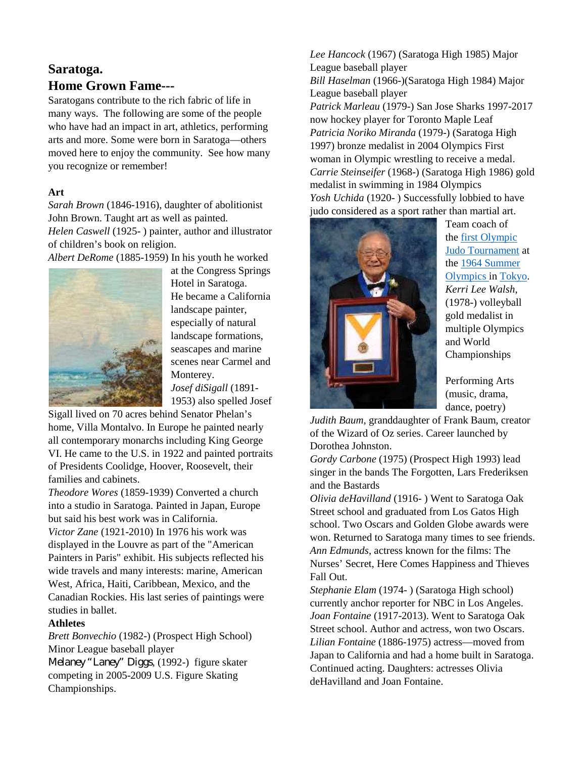# Saratoga.
# Home Grown Fame---

Saratogans contribute to the rich fabric of life in many ways. The following are some of the people who have had an impact in art, athletics, performing arts and more. Some were born in Saratoga—others moved here to enjoy the community. See how many you recognize or remember!

### Art

*Sarah Brown* (1846-1916), daughter of abolitionist John Brown. Taught art as well as painted.
*Helen Caswell* (1925- ) painter, author and illustrator of children's book on religion.
*Albert DeRome* (1885-1959) In his youth he worked at the Congress Springs Hotel in Saratoga. He became a California landscape painter, especially of natural landscape formations, seascapes and marine scenes near Carmel and Monterey.
*Josef diSigall* (1891-1953) also spelled Josef Sigall lived on 70 acres behind Senator Phelan's home, Villa Montalvo. In Europe he painted nearly all contemporary monarchs including King George VI. He came to the U.S. in 1922 and painted portraits of Presidents Coolidge, Hoover, Roosevelt, their families and cabinets.
*Theodore Wores* (1859-1939) Converted a church into a studio in Saratoga. Painted in Japan, Europe but said his best work was in California.
*Victor Zane* (1921-2010) In 1976 his work was displayed in the Louvre as part of the "American Painters in Paris" exhibit. His subjects reflected his wide travels and many interests: marine, American West, Africa, Haiti, Caribbean, Mexico, and the Canadian Rockies. His last series of paintings were studies in ballet.

### Athletes

*Brett Bonvechio* (1982-) (Prospect High School) Minor League baseball player
*Melaney "Laney" Diggs*, (1992-) figure skater competing in 2005-2009 U.S. Figure Skating Championships.
*Lee Hancock* (1967) (Saratoga High 1985) Major League baseball player
*Bill Haselman* (1966-)(Saratoga High 1984) Major League baseball player
*Patrick Marleau* (1979-) San Jose Sharks 1997-2017 now hockey player for Toronto Maple Leaf
*Patricia Noriko Miranda* (1979-) (Saratoga High 1997) bronze medalist in 2004 Olympics First woman in Olympic wrestling to receive a medal.
*Carrie Steinseifer* (1968-) (Saratoga High 1986) gold medalist in swimming in 1984 Olympics
*Yosh Uchida* (1920- ) Successfully lobbied to have judo considered as a sport rather than martial art. Team coach of the first Olympic Judo Tournament at the 1964 Summer Olympics in Tokyo.
*Kerri Lee Walsh*, (1978-) volleyball gold medalist in multiple Olympics and World Championships

### Performing Arts (music, drama, dance, poetry)

*Judith Baum*, granddaughter of Frank Baum, creator of the Wizard of Oz series. Career launched by Dorothea Johnston.
*Gordy Carbone* (1975) (Prospect High 1993) lead singer in the bands The Forgotten, Lars Frederiksen and the Bastards
*Olivia deHavilland* (1916- ) Went to Saratoga Oak Street school and graduated from Los Gatos High school. Two Oscars and Golden Globe awards were won. Returned to Saratoga many times to see friends.
*Ann Edmunds*, actress known for the films: The Nurses' Secret, Here Comes Happiness and Thieves Fall Out.
*Stephanie Elam* (1974- ) (Saratoga High school) currently anchor reporter for NBC in Los Angeles.
*Joan Fontaine* (1917-2013). Went to Saratoga Oak Street school. Author and actress, won two Oscars.
*Lilian Fontaine* (1886-1975) actress—moved from Japan to California and had a home built in Saratoga. Continued acting. Daughters: actresses Olivia deHavilland and Joan Fontaine.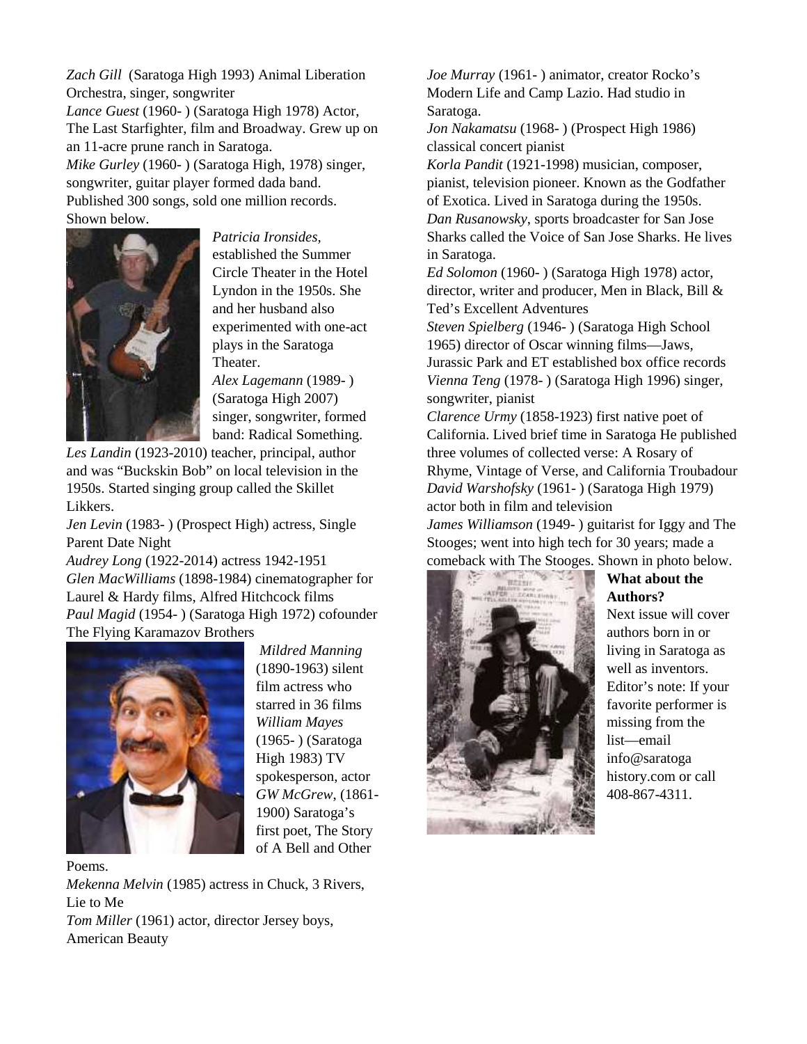*Zach Gill* (Saratoga High 1993) Animal Liberation Orchestra, singer, songwriter

*Lance Guest* (1960- ) (Saratoga High 1978) Actor, The Last Starfighter, film and Broadway. Grew up on an 11-acre prune ranch in Saratoga.

*Mike Gurley* (1960- ) (Saratoga High, 1978) singer, songwriter, guitar player formed dada band. Published 300 songs, sold one million records. Shown below.

*Patricia Ironsides*, established the Summer Circle Theater in the Hotel Lyndon in the 1950s. She and her husband also experimented with one-act plays in the Saratoga Theater.

*Alex Lagemann* (1989- ) (Saratoga High 2007) singer, songwriter, formed band: Radical Something.

*Les Landin* (1923-2010) teacher, principal, author and was "Buckskin Bob" on local television in the 1950s. Started singing group called the Skillet Likkers.

*Jen Levin* (1983- ) (Prospect High) actress, Single Parent Date Night

*Audrey Long* (1922-2014) actress 1942-1951

*Glen MacWilliams* (1898-1984) cinematographer for Laurel & Hardy films, Alfred Hitchcock films

*Paul Magid* (1954- ) (Saratoga High 1972) cofounder The Flying Karamazov Brothers

*Mildred Manning* (1890-1963) silent film actress who starred in 36 films

*William Mayes* (1965- ) (Saratoga High 1983) TV spokesperson, actor

*GW McGrew*, (1861-1900) Saratoga's first poet, The Story of A Bell and Other Poems.

*Mekenna Melvin* (1985) actress in Chuck, 3 Rivers, Lie to Me

*Tom Miller* (1961) actor, director Jersey boys, American Beauty

*Joe Murray* (1961- ) animator, creator Rocko's Modern Life and Camp Lazio. Had studio in Saratoga.

*Jon Nakamatsu* (1968- ) (Prospect High 1986) classical concert pianist

*Korla Pandit* (1921-1998) musician, composer, pianist, television pioneer. Known as the Godfather of Exotica. Lived in Saratoga during the 1950s.

*Dan Rusanowsky*, sports broadcaster for San Jose Sharks called the Voice of San Jose Sharks. He lives in Saratoga.

*Ed Solomon* (1960- ) (Saratoga High 1978) actor, director, writer and producer, Men in Black, Bill & Ted's Excellent Adventures

*Steven Spielberg* (1946- ) (Saratoga High School 1965) director of Oscar winning films—Jaws, Jurassic Park and ET established box office records

*Vienna Teng* (1978- ) (Saratoga High 1996) singer, songwriter, pianist

*Clarence Urmy* (1858-1923) first native poet of California. Lived brief time in Saratoga He published three volumes of collected verse: A Rosary of Rhyme, Vintage of Verse, and California Troubadour

*David Warshofsky* (1961- ) (Saratoga High 1979) actor both in film and television

*James Williamson* (1949- ) guitarist for Iggy and The Stooges; went into high tech for 30 years; made a comeback with The Stooges. Shown in photo below.

**What about the Authors?**

Next issue will cover authors born in or living in Saratoga as well as inventors. Editor's note: If your favorite performer is missing from the list—email info@saratoga history.com or call 408-867-4311.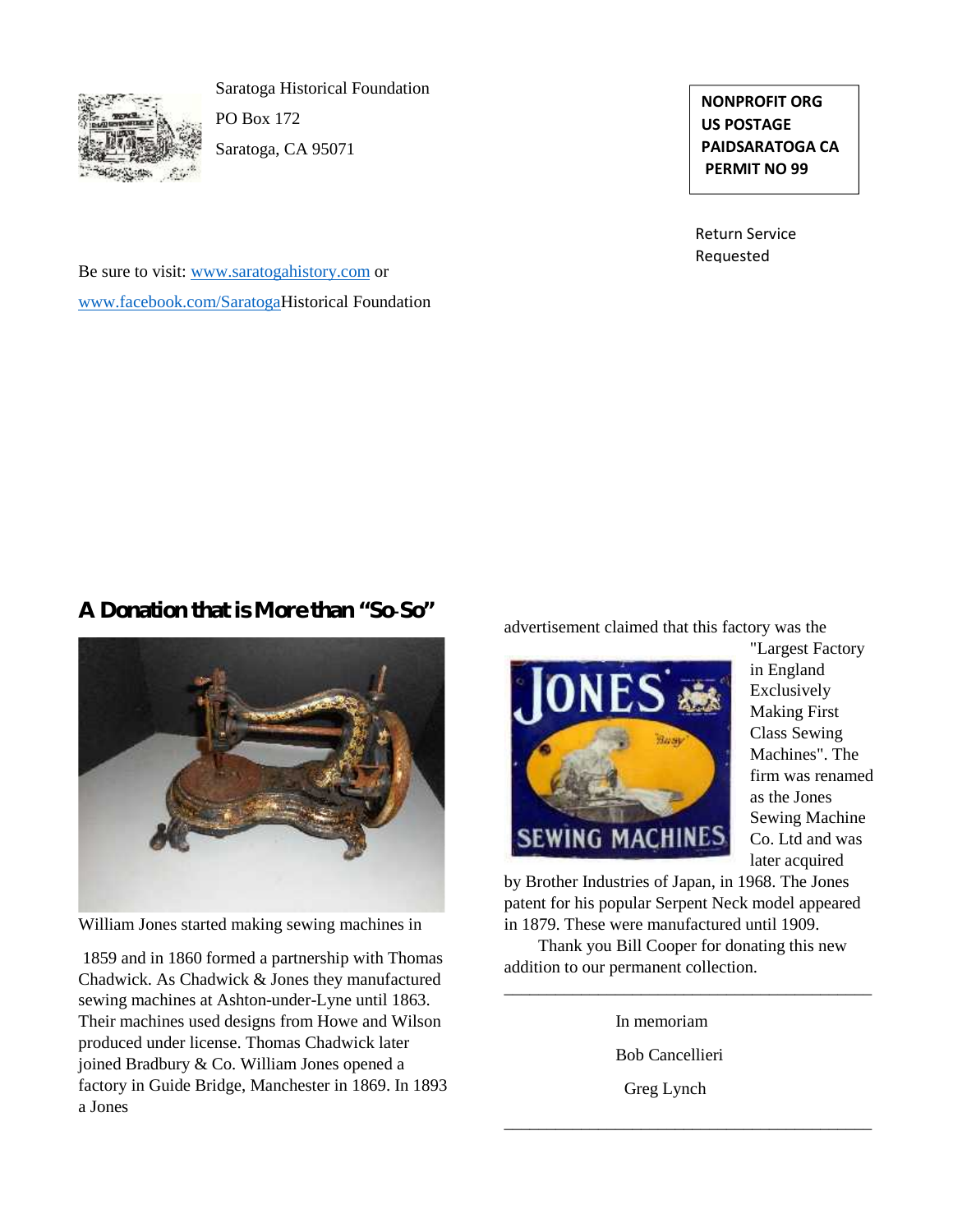Saratoga Historical Foundation

PO Box 172

Saratoga, CA 95071

NONPROFIT ORG
US POSTAGE
PAIDSARATOGA CA
PERMIT NO 99

Return Service Requested

Be sure to visit: www.saratogahistory.com or www.facebook.com/SaratogaHistorical Foundation

## A Donation that is More than "So-So"

William Jones started making sewing machines in 1859 and in 1860 formed a partnership with Thomas Chadwick. As Chadwick & Jones they manufactured sewing machines at Ashton-under-Lyne until 1863. Their machines used designs from Howe and Wilson produced under license. Thomas Chadwick later joined Bradbury & Co. William Jones opened a factory in Guide Bridge, Manchester in 1869. In 1893 a Jones advertisement claimed that this factory was the "Largest Factory in England Exclusively Making First Class Sewing Machines". The firm was renamed as the Jones Sewing Machine Co. Ltd and was later acquired by Brother Industries of Japan, in 1968. The Jones patent for his popular Serpent Neck model appeared in 1879. These were manufactured until 1909.

Thank you Bill Cooper for donating this new addition to our permanent collection.

---

In memoriam

Bob Cancellieri

Greg Lynch

---